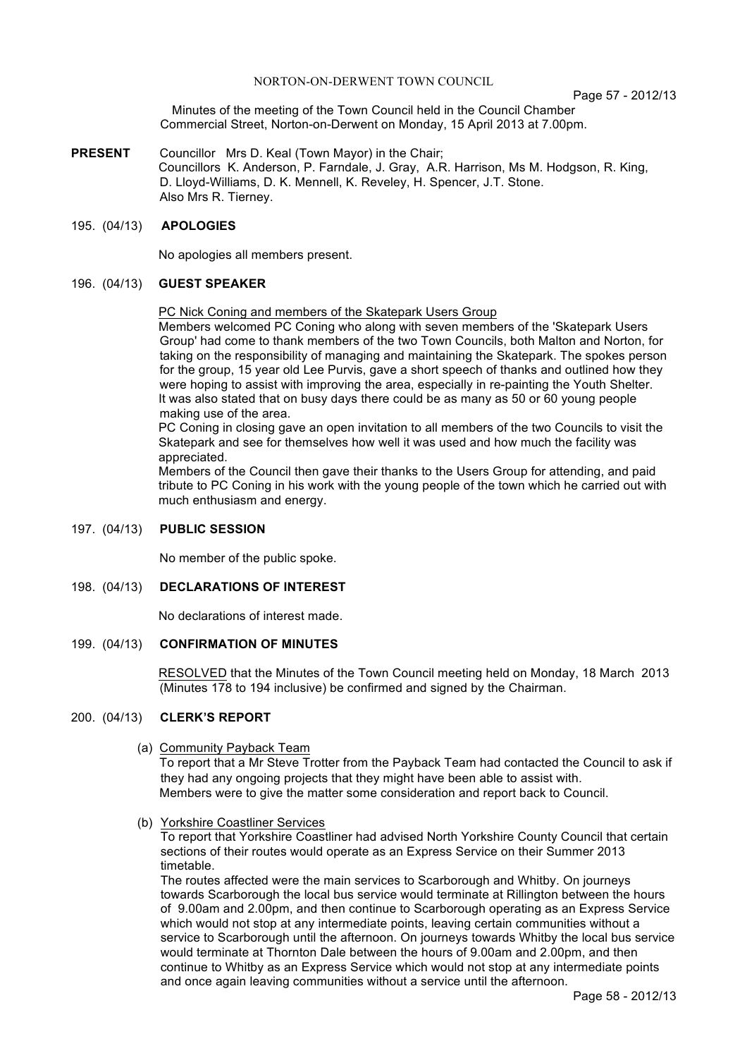# NORTON-ON-DERWENT TOWN COUNCIL

Minutes of the meeting of the Town Council held in the Council Chamber Commercial Street, Norton-on-Derwent on Monday, 15 April 2013 at 7.00pm.

**PRESENT** Councillor Mrs D. Keal (Town Mayor) in the Chair;
Councillors K. Anderson, P. Farndale, J. Gray, A.R. Harrison, Ms M. Hodgson, R. King, D. Lloyd-Williams, D. K. Mennell, K. Reveley, H. Spencer, J.T. Stone.
Also Mrs R. Tierney.

## 195. (04/13) APOLOGIES

No apologies all members present.

## 196. (04/13) GUEST SPEAKER

PC Nick Coning and members of the Skatepark Users Group

Members welcomed PC Coning who along with seven members of the 'Skatepark Users Group' had come to thank members of the two Town Councils, both Malton and Norton, for taking on the responsibility of managing and maintaining the Skatepark. The spokes person for the group, 15 year old Lee Purvis, gave a short speech of thanks and outlined how they were hoping to assist with improving the area, especially in re-painting the Youth Shelter. It was also stated that on busy days there could be as many as 50 or 60 young people making use of the area.

PC Coning in closing gave an open invitation to all members of the two Councils to visit the Skatepark and see for themselves how well it was used and how much the facility was appreciated.

Members of the Council then gave their thanks to the Users Group for attending, and paid tribute to PC Coning in his work with the young people of the town which he carried out with much enthusiasm and energy.

## 197. (04/13) PUBLIC SESSION

No member of the public spoke.

## 198. (04/13) DECLARATIONS OF INTEREST

No declarations of interest made.

## 199. (04/13) CONFIRMATION OF MINUTES

RESOLVED that the Minutes of the Town Council meeting held on Monday, 18 March 2013 (Minutes 178 to 194 inclusive) be confirmed and signed by the Chairman.

## 200. (04/13) CLERK'S REPORT

(a) Community Payback Team

To report that a Mr Steve Trotter from the Payback Team had contacted the Council to ask if they had any ongoing projects that they might have been able to assist with.
Members were to give the matter some consideration and report back to Council.

(b) Yorkshire Coastliner Services

To report that Yorkshire Coastliner had advised North Yorkshire County Council that certain sections of their routes would operate as an Express Service on their Summer 2013 timetable.

The routes affected were the main services to Scarborough and Whitby. On journeys towards Scarborough the local bus service would terminate at Rillington between the hours of 9.00am and 2.00pm, and then continue to Scarborough operating as an Express Service which would not stop at any intermediate points, leaving certain communities without a service to Scarborough until the afternoon. On journeys towards Whitby the local bus service would terminate at Thornton Dale between the hours of 9.00am and 2.00pm, and then continue to Whitby as an Express Service which would not stop at any intermediate points and once again leaving communities without a service until the afternoon.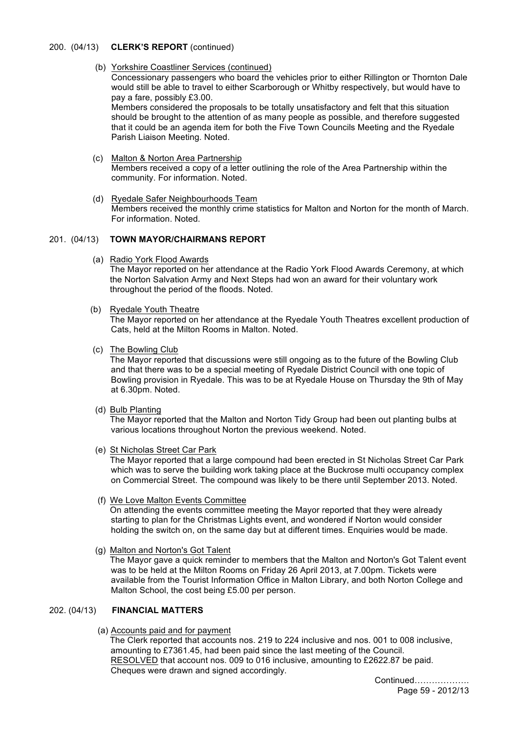## 200. (04/13) **CLERK'S REPORT** (continued)

(b) Yorkshire Coastliner Services (continued)

Concessionary passengers who board the vehicles prior to either Rillington or Thornton Dale would still be able to travel to either Scarborough or Whitby respectively, but would have to pay a fare, possibly £3.00.

Members considered the proposals to be totally unsatisfactory and felt that this situation should be brought to the attention of as many people as possible, and therefore suggested that it could be an agenda item for both the Five Town Councils Meeting and the Ryedale Parish Liaison Meeting. Noted.

(c) Malton & Norton Area Partnership

Members received a copy of a letter outlining the role of the Area Partnership within the community. For information. Noted.

(d) Ryedale Safer Neighbourhoods Team

Members received the monthly crime statistics for Malton and Norton for the month of March. For information. Noted.

## 201. (04/13) **TOWN MAYOR/CHAIRMANS REPORT**

(a) Radio York Flood Awards

The Mayor reported on her attendance at the Radio York Flood Awards Ceremony, at which the Norton Salvation Army and Next Steps had won an award for their voluntary work throughout the period of the floods. Noted.

(b) Ryedale Youth Theatre

The Mayor reported on her attendance at the Ryedale Youth Theatres excellent production of Cats, held at the Milton Rooms in Malton. Noted.

(c) The Bowling Club

The Mayor reported that discussions were still ongoing as to the future of the Bowling Club and that there was to be a special meeting of Ryedale District Council with one topic of Bowling provision in Ryedale. This was to be at Ryedale House on Thursday the 9th of May at 6.30pm. Noted.

(d) Bulb Planting

The Mayor reported that the Malton and Norton Tidy Group had been out planting bulbs at various locations throughout Norton the previous weekend. Noted.

(e) St Nicholas Street Car Park

The Mayor reported that a large compound had been erected in St Nicholas Street Car Park which was to serve the building work taking place at the Buckrose multi occupancy complex on Commercial Street. The compound was likely to be there until September 2013. Noted.

(f) We Love Malton Events Committee

On attending the events committee meeting the Mayor reported that they were already starting to plan for the Christmas Lights event, and wondered if Norton would consider holding the switch on, on the same day but at different times. Enquiries would be made.

(g) Malton and Norton's Got Talent

The Mayor gave a quick reminder to members that the Malton and Norton's Got Talent event was to be held at the Milton Rooms on Friday 26 April 2013, at 7.00pm. Tickets were available from the Tourist Information Office in Malton Library, and both Norton College and Malton School, the cost being £5.00 per person.

## 202. (04/13) **FINANCIAL MATTERS**

(a) Accounts paid and for payment

The Clerk reported that accounts nos. 219 to 224 inclusive and nos. 001 to 008 inclusive, amounting to £7361.45, had been paid since the last meeting of the Council.

RESOLVED that account nos. 009 to 016 inclusive, amounting to £2622.87 be paid. Cheques were drawn and signed accordingly.

Continued……………….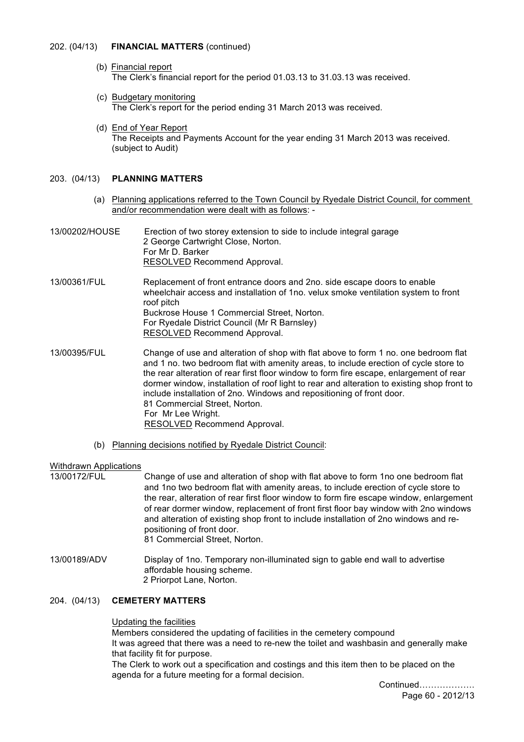202. (04/13) **FINANCIAL MATTERS** (continued)

(b) Financial report
The Clerk's financial report for the period 01.03.13 to 31.03.13 was received.

(c) Budgetary monitoring
The Clerk's report for the period ending 31 March 2013 was received.

(d) End of Year Report
The Receipts and Payments Account for the year ending 31 March 2013 was received. (subject to Audit)

203. (04/13) **PLANNING MATTERS**

(a) Planning applications referred to the Town Council by Ryedale District Council, for comment and/or recommendation were dealt with as follows: -

13/00202/HOUSE
Erection of two storey extension to side to include integral garage
2 George Cartwright Close, Norton.
For Mr D. Barker
RESOLVED Recommend Approval.

13/00361/FUL
Replacement of front entrance doors and 2no. side escape doors to enable wheelchair access and installation of 1no. velux smoke ventilation system to front roof pitch
Buckrose House 1 Commercial Street, Norton.
For Ryedale District Council (Mr R Barnsley)
RESOLVED Recommend Approval.

13/00395/FUL
Change of use and alteration of shop with flat above to form 1 no. one bedroom flat and 1 no. two bedroom flat with amenity areas, to include erection of cycle store to the rear alteration of rear first floor window to form fire escape, enlargement of rear dormer window, installation of roof light to rear and alteration to existing shop front to include installation of 2no. Windows and repositioning of front door.
81 Commercial Street, Norton.
For Mr Lee Wright.
RESOLVED Recommend Approval.

(b) Planning decisions notified by Ryedale District Council:

Withdrawn Applications

13/00172/FUL
Change of use and alteration of shop with flat above to form 1no one bedroom flat and 1no two bedroom flat with amenity areas, to include erection of cycle store to the rear, alteration of rear first floor window to form fire escape window, enlargement of rear dormer window, replacement of front first floor bay window with 2no windows and alteration of existing shop front to include installation of 2no windows and re-positioning of front door.
81 Commercial Street, Norton.

13/00189/ADV
Display of 1no. Temporary non-illuminated sign to gable end wall to advertise affordable housing scheme.
2 Priorpot Lane, Norton.

204. (04/13) **CEMETERY MATTERS**

Updating the facilities
Members considered the updating of facilities in the cemetery compound
It was agreed that there was a need to re-new the toilet and washbasin and generally make that facility fit for purpose.
The Clerk to work out a specification and costings and this item then to be placed on the agenda for a future meeting for a formal decision.

Continued……………….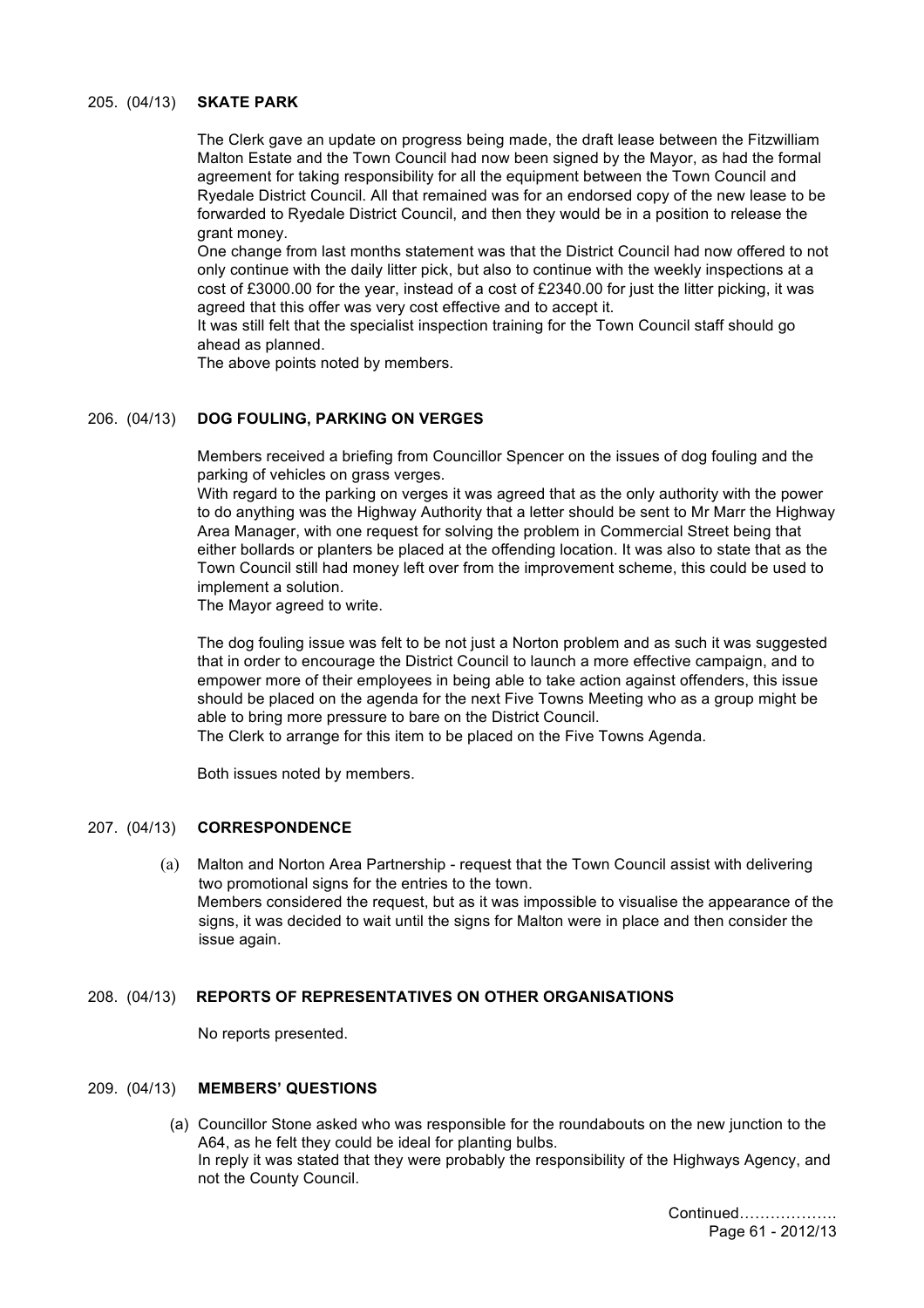205. (04/13) **SKATE PARK**

The Clerk gave an update on progress being made, the draft lease between the Fitzwilliam Malton Estate and the Town Council had now been signed by the Mayor, as had the formal agreement for taking responsibility for all the equipment between the Town Council and Ryedale District Council. All that remained was for an endorsed copy of the new lease to be forwarded to Ryedale District Council, and then they would be in a position to release the grant money.

One change from last months statement was that the District Council had now offered to not only continue with the daily litter pick, but also to continue with the weekly inspections at a cost of £3000.00 for the year, instead of a cost of £2340.00 for just the litter picking, it was agreed that this offer was very cost effective and to accept it.

It was still felt that the specialist inspection training for the Town Council staff should go ahead as planned.

The above points noted by members.

206. (04/13) **DOG FOULING, PARKING ON VERGES**

Members received a briefing from Councillor Spencer on the issues of dog fouling and the parking of vehicles on grass verges.

With regard to the parking on verges it was agreed that as the only authority with the power to do anything was the Highway Authority that a letter should be sent to Mr Marr the Highway Area Manager, with one request for solving the problem in Commercial Street being that either bollards or planters be placed at the offending location. It was also to state that as the Town Council still had money left over from the improvement scheme, this could be used to implement a solution.

The Mayor agreed to write.

The dog fouling issue was felt to be not just a Norton problem and as such it was suggested that in order to encourage the District Council to launch a more effective campaign, and to empower more of their employees in being able to take action against offenders, this issue should be placed on the agenda for the next Five Towns Meeting who as a group might be able to bring more pressure to bare on the District Council.

The Clerk to arrange for this item to be placed on the Five Towns Agenda.

Both issues noted by members.

207. (04/13) **CORRESPONDENCE**

(a) Malton and Norton Area Partnership - request that the Town Council assist with delivering two promotional signs for the entries to the town.
Members considered the request, but as it was impossible to visualise the appearance of the signs, it was decided to wait until the signs for Malton were in place and then consider the issue again.

208. (04/13) **REPORTS OF REPRESENTATIVES ON OTHER ORGANISATIONS**

No reports presented.

209. (04/13) **MEMBERS' QUESTIONS**

(a) Councillor Stone asked who was responsible for the roundabouts on the new junction to the A64, as he felt they could be ideal for planting bulbs.
In reply it was stated that they were probably the responsibility of the Highways Agency, and not the County Council.

Continued……………….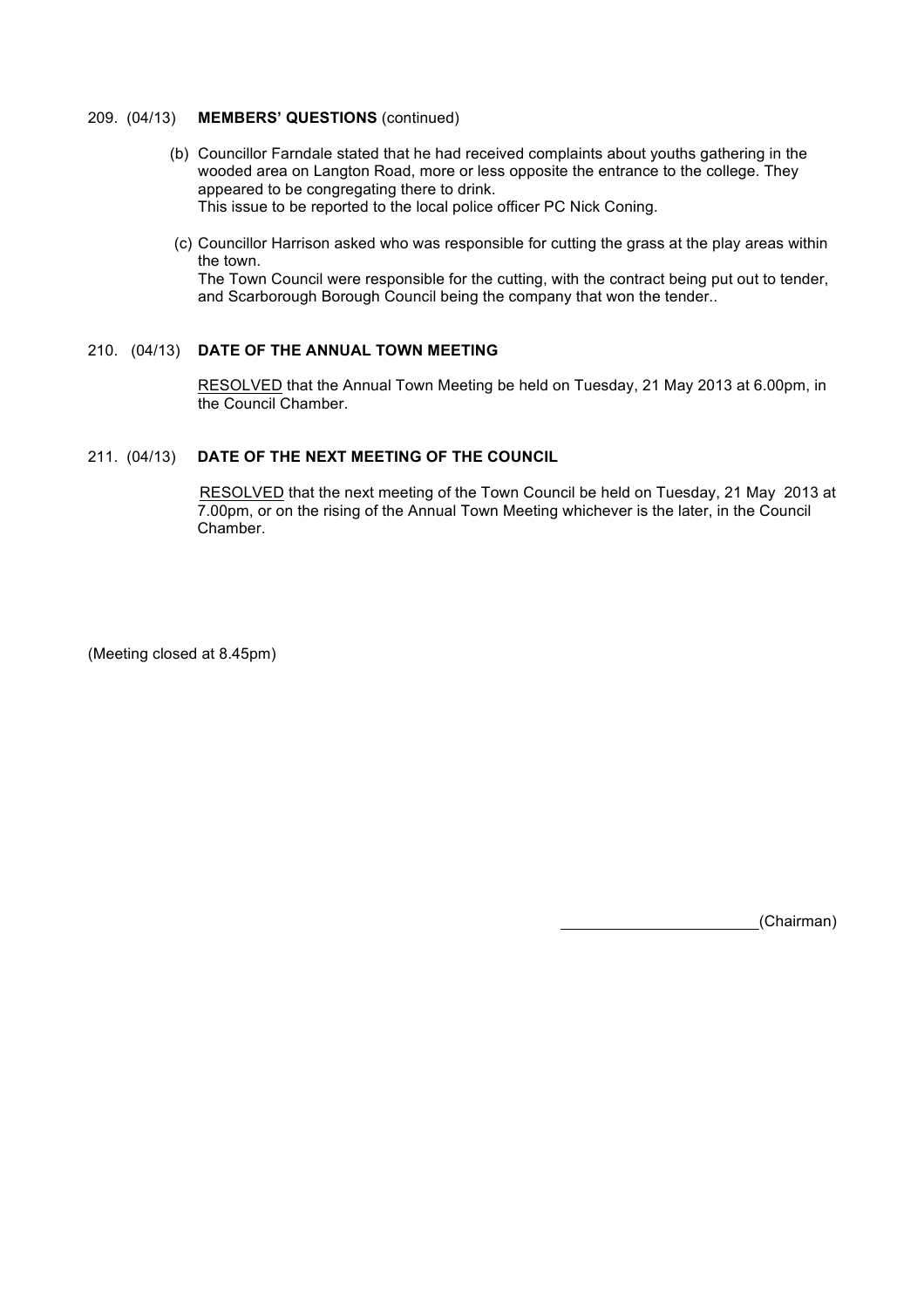209. (04/13) **MEMBERS' QUESTIONS** (continued)

(b) Councillor Farndale stated that he had received complaints about youths gathering in the wooded area on Langton Road, more or less opposite the entrance to the college. They appeared to be congregating there to drink.
This issue to be reported to the local police officer PC Nick Coning.

(c) Councillor Harrison asked who was responsible for cutting the grass at the play areas within the town.
The Town Council were responsible for the cutting, with the contract being put out to tender, and Scarborough Borough Council being the company that won the tender..

210. (04/13) **DATE OF THE ANNUAL TOWN MEETING**

RESOLVED that the Annual Town Meeting be held on Tuesday, 21 May 2013 at 6.00pm, in the Council Chamber.

211. (04/13) **DATE OF THE NEXT MEETING OF THE COUNCIL**

RESOLVED that the next meeting of the Town Council be held on Tuesday, 21 May 2013 at 7.00pm, or on the rising of the Annual Town Meeting whichever is the later, in the Council Chamber.

(Meeting closed at 8.45pm)

_______________________(Chairman)